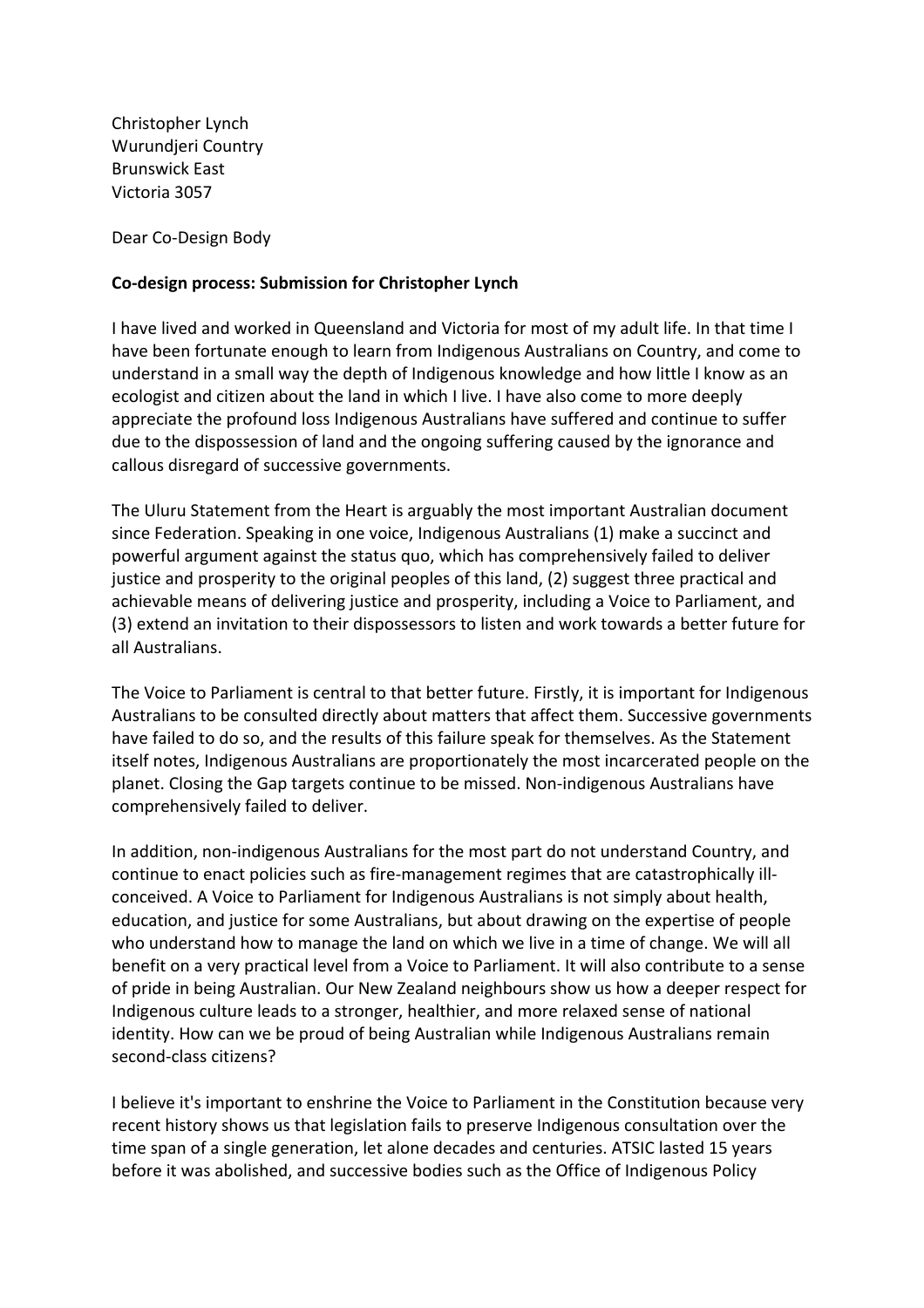Christopher Lynch
Wurundjeri Country
Brunswick East
Victoria 3057

Dear Co-Design Body

**Co-design process: Submission for Christopher Lynch**

I have lived and worked in Queensland and Victoria for most of my adult life. In that time I have been fortunate enough to learn from Indigenous Australians on Country, and come to understand in a small way the depth of Indigenous knowledge and how little I know as an ecologist and citizen about the land in which I live. I have also come to more deeply appreciate the profound loss Indigenous Australians have suffered and continue to suffer due to the dispossession of land and the ongoing suffering caused by the ignorance and callous disregard of successive governments.

The Uluru Statement from the Heart is arguably the most important Australian document since Federation. Speaking in one voice, Indigenous Australians (1) make a succinct and powerful argument against the status quo, which has comprehensively failed to deliver justice and prosperity to the original peoples of this land, (2) suggest three practical and achievable means of delivering justice and prosperity, including a Voice to Parliament, and (3) extend an invitation to their dispossessors to listen and work towards a better future for all Australians.

The Voice to Parliament is central to that better future. Firstly, it is important for Indigenous Australians to be consulted directly about matters that affect them. Successive governments have failed to do so, and the results of this failure speak for themselves. As the Statement itself notes, Indigenous Australians are proportionately the most incarcerated people on the planet. Closing the Gap targets continue to be missed. Non-indigenous Australians have comprehensively failed to deliver.

In addition, non-indigenous Australians for the most part do not understand Country, and continue to enact policies such as fire-management regimes that are catastrophically ill-conceived. A Voice to Parliament for Indigenous Australians is not simply about health, education, and justice for some Australians, but about drawing on the expertise of people who understand how to manage the land on which we live in a time of change. We will all benefit on a very practical level from a Voice to Parliament. It will also contribute to a sense of pride in being Australian. Our New Zealand neighbours show us how a deeper respect for Indigenous culture leads to a stronger, healthier, and more relaxed sense of national identity. How can we be proud of being Australian while Indigenous Australians remain second-class citizens?

I believe it's important to enshrine the Voice to Parliament in the Constitution because very recent history shows us that legislation fails to preserve Indigenous consultation over the time span of a single generation, let alone decades and centuries. ATSIC lasted 15 years before it was abolished, and successive bodies such as the Office of Indigenous Policy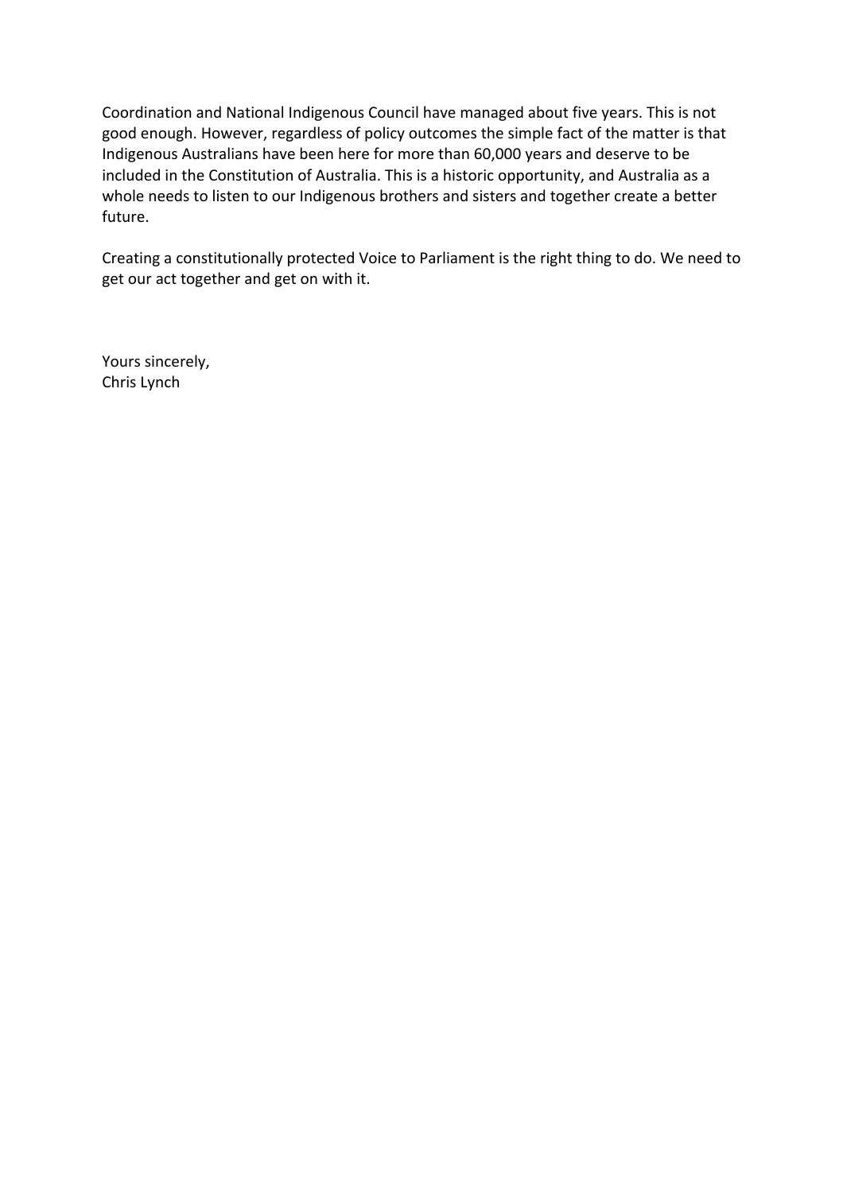Coordination and National Indigenous Council have managed about five years. This is not good enough. However, regardless of policy outcomes the simple fact of the matter is that Indigenous Australians have been here for more than 60,000 years and deserve to be included in the Constitution of Australia. This is a historic opportunity, and Australia as a whole needs to listen to our Indigenous brothers and sisters and together create a better future.

Creating a constitutionally protected Voice to Parliament is the right thing to do. We need to get our act together and get on with it.

Yours sincerely,
Chris Lynch